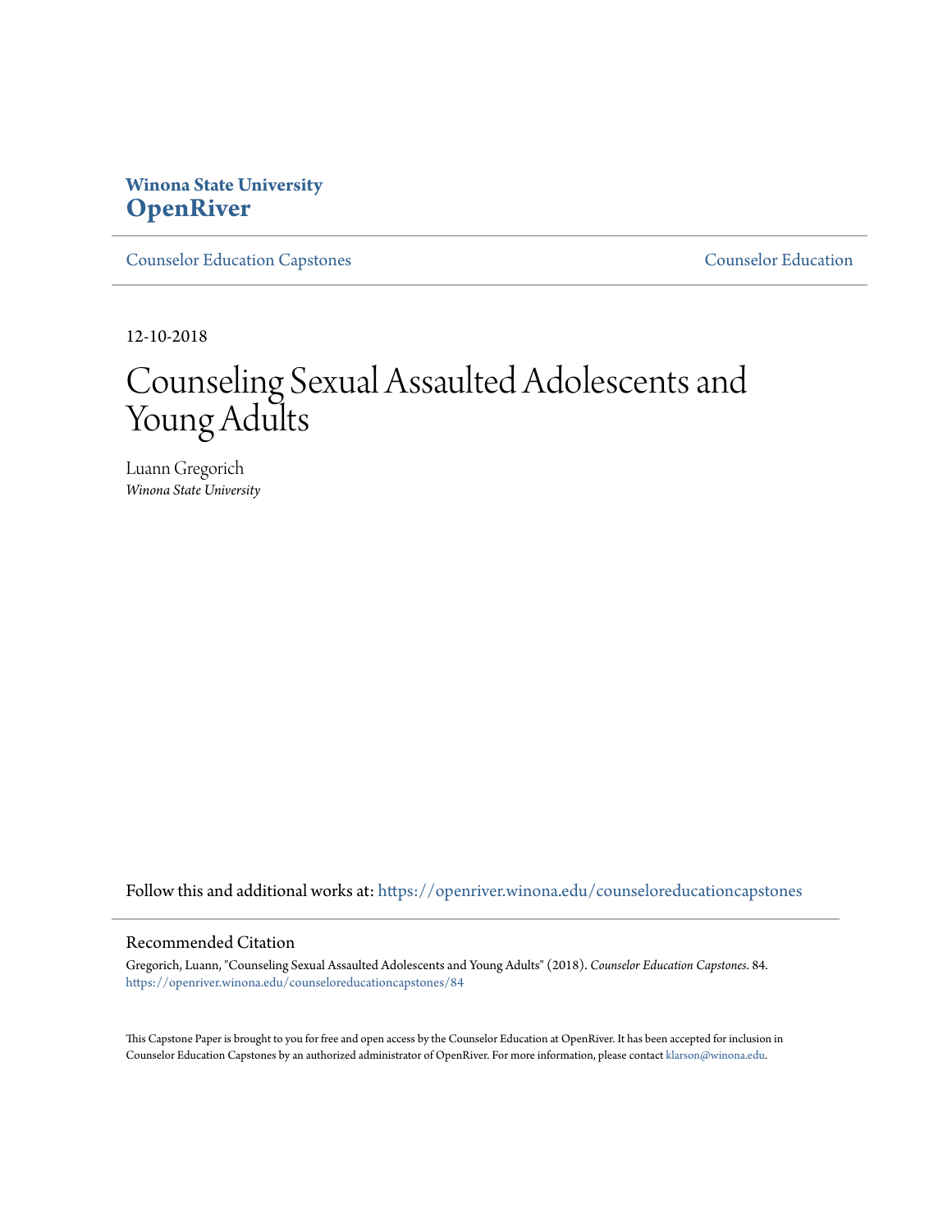Winona State University
**OpenRiver**

Counselor Education Capstones | Counselor Education

12-10-2018

# Counseling Sexual Assaulted Adolescents and Young Adults

Luann Gregorich
*Winona State University*

Follow this and additional works at: https://openriver.winona.edu/counseloreducationcapstones

## Recommended Citation

Gregorich, Luann, "Counseling Sexual Assaulted Adolescents and Young Adults" (2018). *Counselor Education Capstones*. 84.
https://openriver.winona.edu/counseloreducationcapstones/84

This Capstone Paper is brought to you for free and open access by the Counselor Education at OpenRiver. It has been accepted for inclusion in Counselor Education Capstones by an authorized administrator of OpenRiver. For more information, please contact klarson@winona.edu.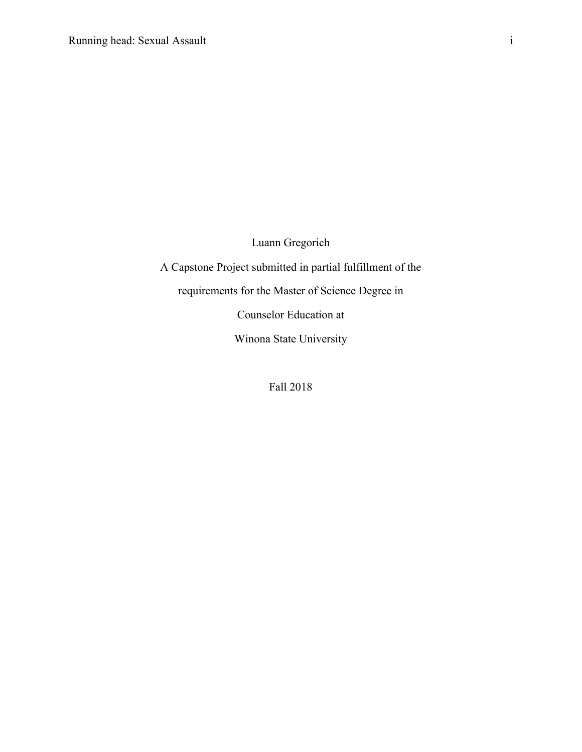Luann Gregorich

A Capstone Project submitted in partial fulfillment of the

requirements for the Master of Science Degree in

Counselor Education at

Winona State University

Fall 2018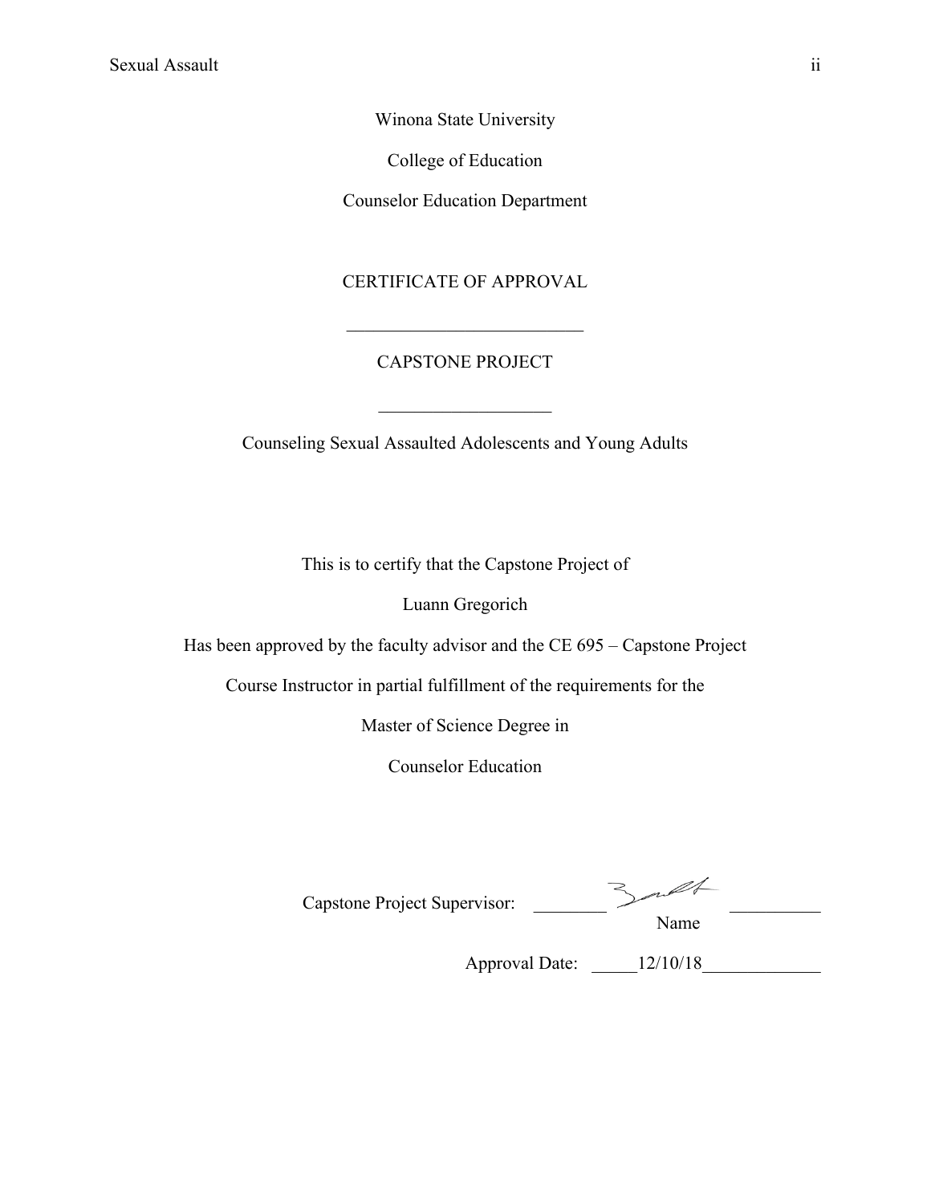Winona State University

College of Education

Counselor Education Department

CERTIFICATE OF APPROVAL

\_\_\_\_\_\_\_\_\_\_\_\_\_\_\_\_\_\_\_\_\_\_\_\_\_\_

CAPSTONE PROJECT

\_\_\_\_\_\_\_\_\_\_\_\_\_\_\_\_\_\_\_

Counseling Sexual Assaulted Adolescents and Young Adults

This is to certify that the Capstone Project of

Luann Gregorich

Has been approved by the faculty advisor and the CE 695 – Capstone Project

Course Instructor in partial fulfillment of the requirements for the

Master of Science Degree in

Counselor Education

Capstone Project Supervisor: \_\_\_\_\_\_\_\_\_\_\_\_\_\_\_\_\_\_\_\_\_\_\_\_\_\_\_
Name

Approval Date: \_\_\_\_\_12/10/18\_\_\_\_\_\_\_\_\_\_\_\_\_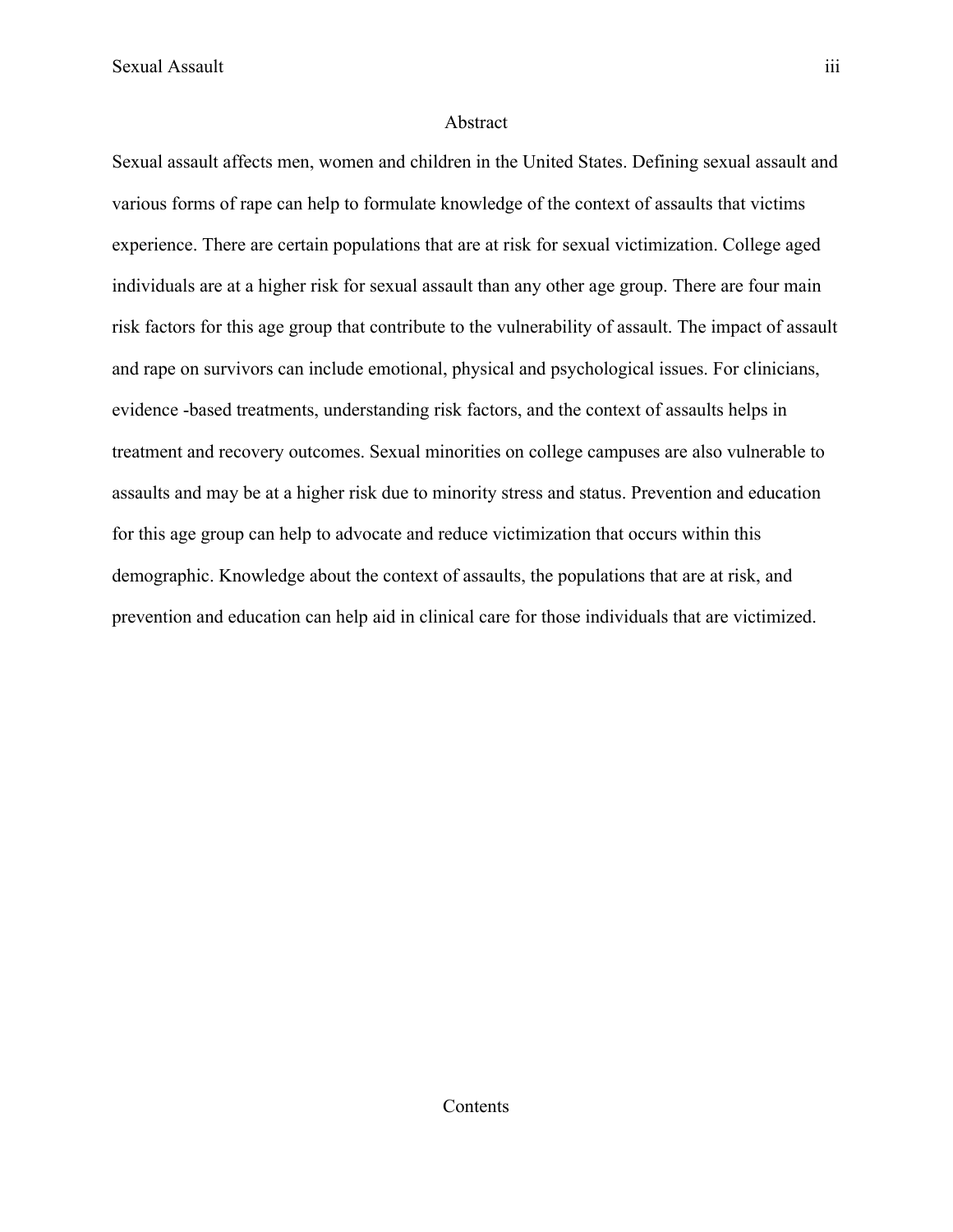# Abstract

Sexual assault affects men, women and children in the United States. Defining sexual assault and various forms of rape can help to formulate knowledge of the context of assaults that victims experience. There are certain populations that are at risk for sexual victimization. College aged individuals are at a higher risk for sexual assault than any other age group. There are four main risk factors for this age group that contribute to the vulnerability of assault. The impact of assault and rape on survivors can include emotional, physical and psychological issues. For clinicians, evidence -based treatments, understanding risk factors, and the context of assaults helps in treatment and recovery outcomes. Sexual minorities on college campuses are also vulnerable to assaults and may be at a higher risk due to minority stress and status. Prevention and education for this age group can help to advocate and reduce victimization that occurs within this demographic. Knowledge about the context of assaults, the populations that are at risk, and prevention and education can help aid in clinical care for those individuals that are victimized.

# Contents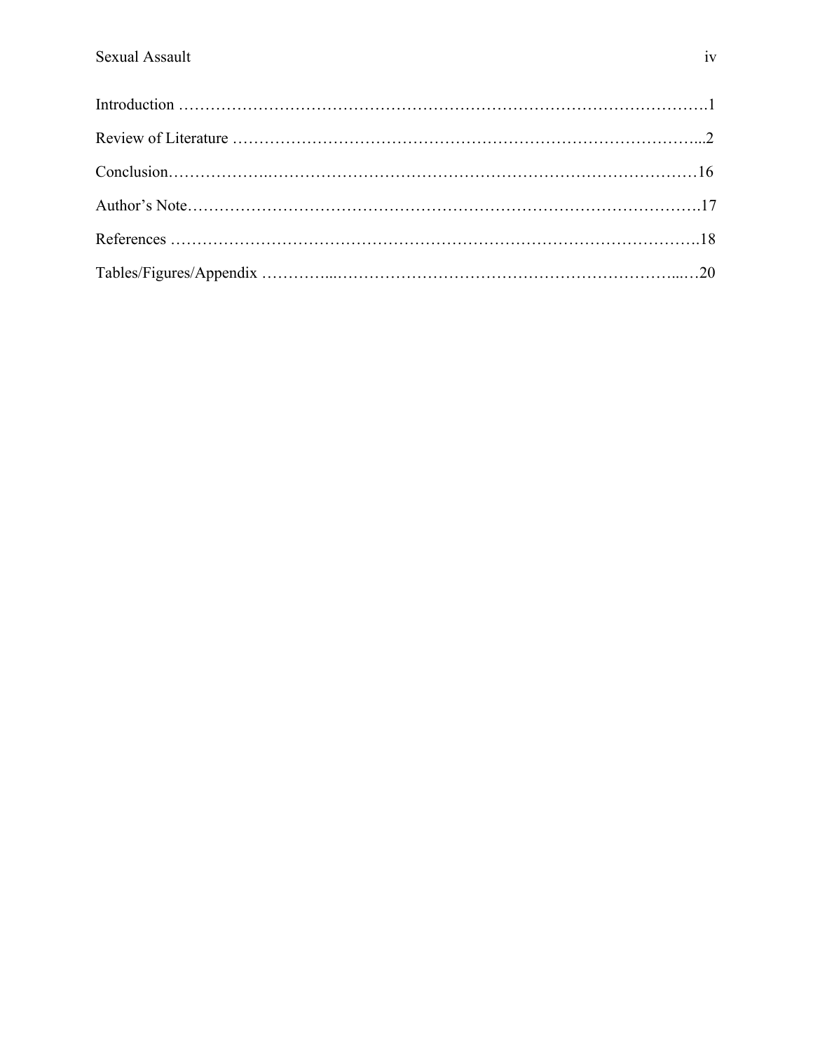Introduction ……………………………………………………………………………………..1

Review of Literature ……………………………………………………………………………...2

Conclusion……………….…………………………………………………………………………16

Author's Note…………………………………………………………………………………….17

References ……………………………………………………………………………………….18

Tables/Figures/Appendix …………...…………………………………………………………...…20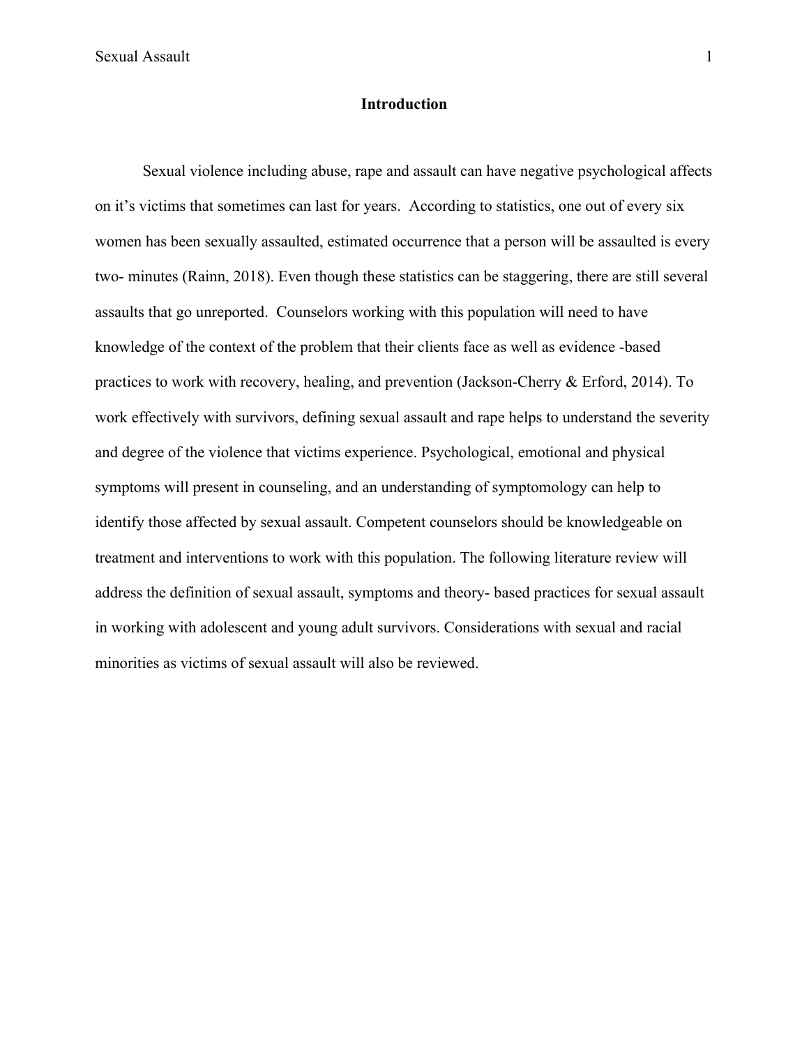## Introduction

Sexual violence including abuse, rape and assault can have negative psychological affects on it's victims that sometimes can last for years. According to statistics, one out of every six women has been sexually assaulted, estimated occurrence that a person will be assaulted is every two- minutes (Rainn, 2018). Even though these statistics can be staggering, there are still several assaults that go unreported. Counselors working with this population will need to have knowledge of the context of the problem that their clients face as well as evidence -based practices to work with recovery, healing, and prevention (Jackson-Cherry & Erford, 2014). To work effectively with survivors, defining sexual assault and rape helps to understand the severity and degree of the violence that victims experience. Psychological, emotional and physical symptoms will present in counseling, and an understanding of symptomology can help to identify those affected by sexual assault. Competent counselors should be knowledgeable on treatment and interventions to work with this population. The following literature review will address the definition of sexual assault, symptoms and theory- based practices for sexual assault in working with adolescent and young adult survivors. Considerations with sexual and racial minorities as victims of sexual assault will also be reviewed.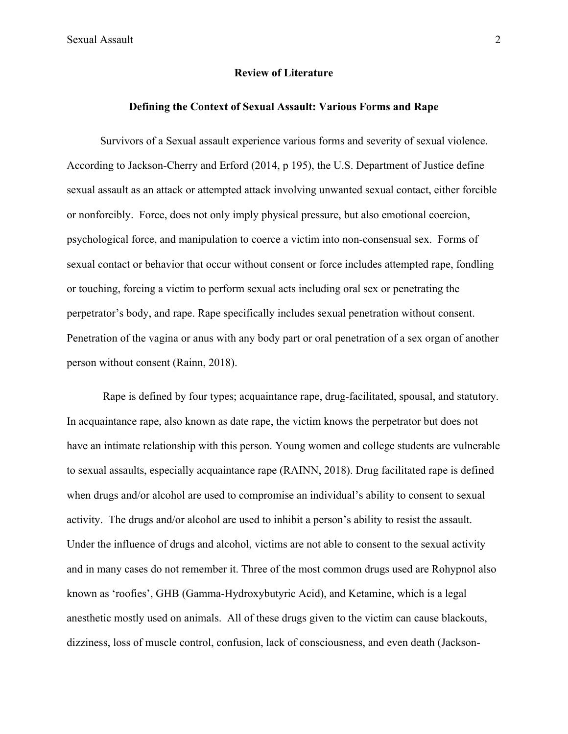## Review of Literature

### Defining the Context of Sexual Assault: Various Forms and Rape

Survivors of a Sexual assault experience various forms and severity of sexual violence. According to Jackson-Cherry and Erford (2014, p 195), the U.S. Department of Justice define sexual assault as an attack or attempted attack involving unwanted sexual contact, either forcible or nonforcibly. Force, does not only imply physical pressure, but also emotional coercion, psychological force, and manipulation to coerce a victim into non-consensual sex. Forms of sexual contact or behavior that occur without consent or force includes attempted rape, fondling or touching, forcing a victim to perform sexual acts including oral sex or penetrating the perpetrator's body, and rape. Rape specifically includes sexual penetration without consent. Penetration of the vagina or anus with any body part or oral penetration of a sex organ of another person without consent (Rainn, 2018).

Rape is defined by four types; acquaintance rape, drug-facilitated, spousal, and statutory. In acquaintance rape, also known as date rape, the victim knows the perpetrator but does not have an intimate relationship with this person. Young women and college students are vulnerable to sexual assaults, especially acquaintance rape (RAINN, 2018). Drug facilitated rape is defined when drugs and/or alcohol are used to compromise an individual's ability to consent to sexual activity. The drugs and/or alcohol are used to inhibit a person's ability to resist the assault. Under the influence of drugs and alcohol, victims are not able to consent to the sexual activity and in many cases do not remember it. Three of the most common drugs used are Rohypnol also known as 'roofies', GHB (Gamma-Hydroxybutyric Acid), and Ketamine, which is a legal anesthetic mostly used on animals. All of these drugs given to the victim can cause blackouts, dizziness, loss of muscle control, confusion, lack of consciousness, and even death (Jackson-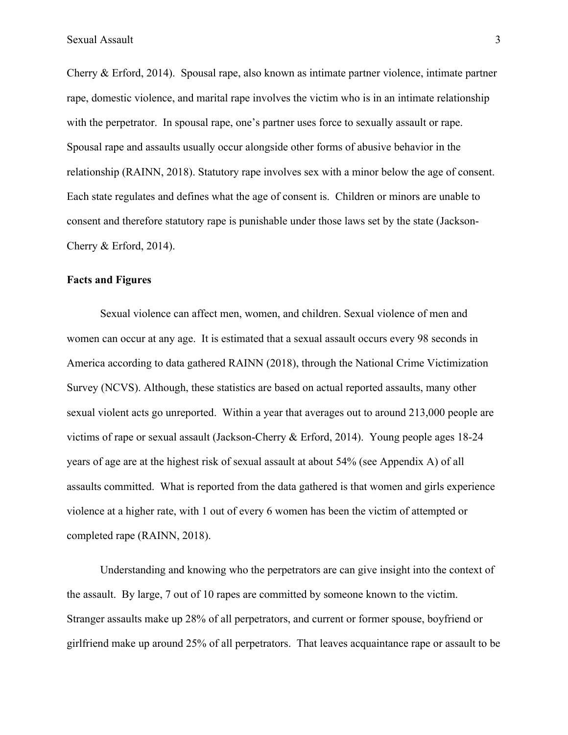Cherry & Erford, 2014). Spousal rape, also known as intimate partner violence, intimate partner rape, domestic violence, and marital rape involves the victim who is in an intimate relationship with the perpetrator. In spousal rape, one's partner uses force to sexually assault or rape. Spousal rape and assaults usually occur alongside other forms of abusive behavior in the relationship (RAINN, 2018). Statutory rape involves sex with a minor below the age of consent. Each state regulates and defines what the age of consent is. Children or minors are unable to consent and therefore statutory rape is punishable under those laws set by the state (Jackson-Cherry & Erford, 2014).

**Facts and Figures**

Sexual violence can affect men, women, and children. Sexual violence of men and women can occur at any age. It is estimated that a sexual assault occurs every 98 seconds in America according to data gathered RAINN (2018), through the National Crime Victimization Survey (NCVS). Although, these statistics are based on actual reported assaults, many other sexual violent acts go unreported. Within a year that averages out to around 213,000 people are victims of rape or sexual assault (Jackson-Cherry & Erford, 2014). Young people ages 18-24 years of age are at the highest risk of sexual assault at about 54% (see Appendix A) of all assaults committed. What is reported from the data gathered is that women and girls experience violence at a higher rate, with 1 out of every 6 women has been the victim of attempted or completed rape (RAINN, 2018).

Understanding and knowing who the perpetrators are can give insight into the context of the assault. By large, 7 out of 10 rapes are committed by someone known to the victim. Stranger assaults make up 28% of all perpetrators, and current or former spouse, boyfriend or girlfriend make up around 25% of all perpetrators. That leaves acquaintance rape or assault to be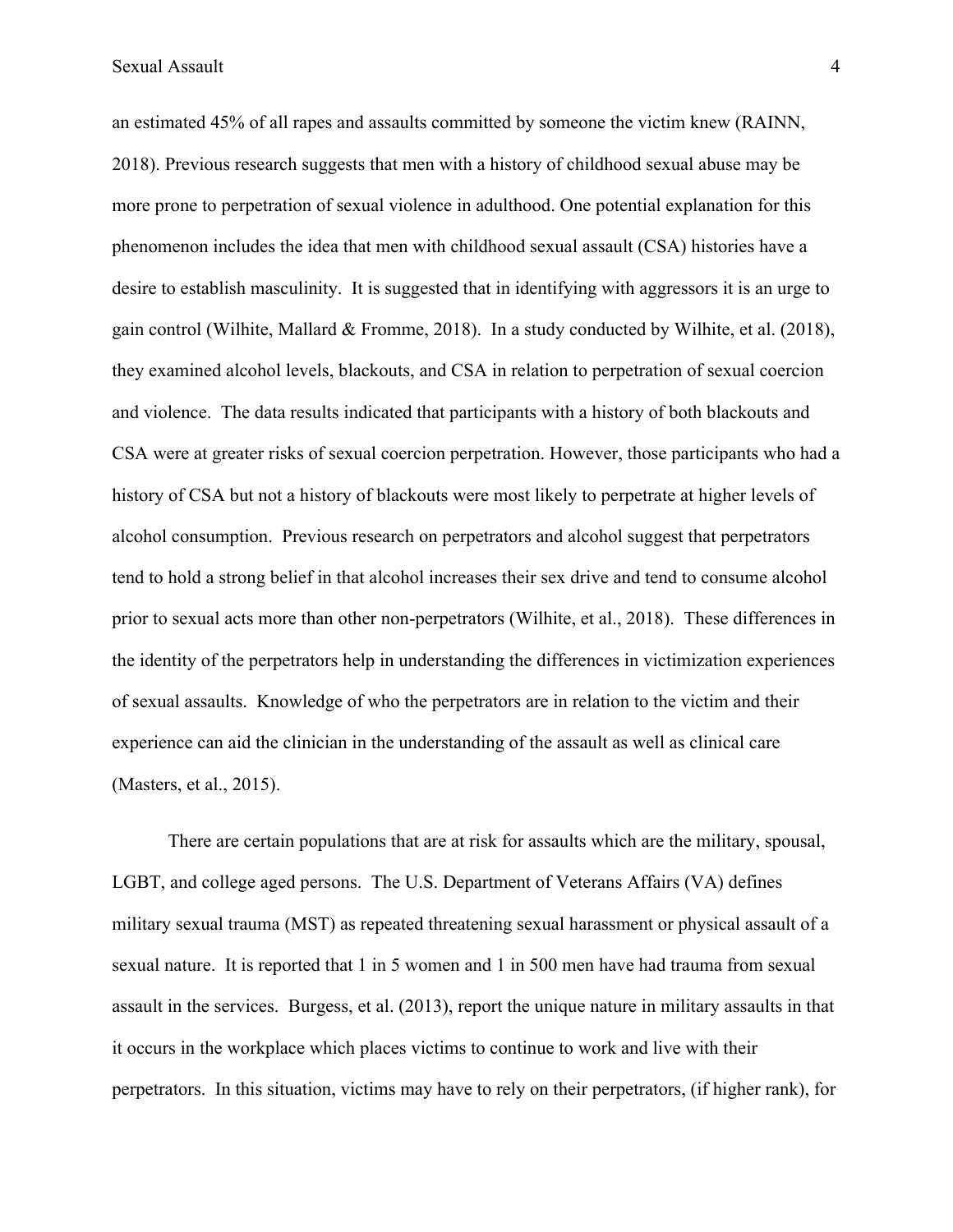an estimated 45% of all rapes and assaults committed by someone the victim knew (RAINN, 2018). Previous research suggests that men with a history of childhood sexual abuse may be more prone to perpetration of sexual violence in adulthood. One potential explanation for this phenomenon includes the idea that men with childhood sexual assault (CSA) histories have a desire to establish masculinity. It is suggested that in identifying with aggressors it is an urge to gain control (Wilhite, Mallard & Fromme, 2018). In a study conducted by Wilhite, et al. (2018), they examined alcohol levels, blackouts, and CSA in relation to perpetration of sexual coercion and violence. The data results indicated that participants with a history of both blackouts and CSA were at greater risks of sexual coercion perpetration. However, those participants who had a history of CSA but not a history of blackouts were most likely to perpetrate at higher levels of alcohol consumption. Previous research on perpetrators and alcohol suggest that perpetrators tend to hold a strong belief in that alcohol increases their sex drive and tend to consume alcohol prior to sexual acts more than other non-perpetrators (Wilhite, et al., 2018). These differences in the identity of the perpetrators help in understanding the differences in victimization experiences of sexual assaults. Knowledge of who the perpetrators are in relation to the victim and their experience can aid the clinician in the understanding of the assault as well as clinical care (Masters, et al., 2015).

There are certain populations that are at risk for assaults which are the military, spousal, LGBT, and college aged persons. The U.S. Department of Veterans Affairs (VA) defines military sexual trauma (MST) as repeated threatening sexual harassment or physical assault of a sexual nature. It is reported that 1 in 5 women and 1 in 500 men have had trauma from sexual assault in the services. Burgess, et al. (2013), report the unique nature in military assaults in that it occurs in the workplace which places victims to continue to work and live with their perpetrators. In this situation, victims may have to rely on their perpetrators, (if higher rank), for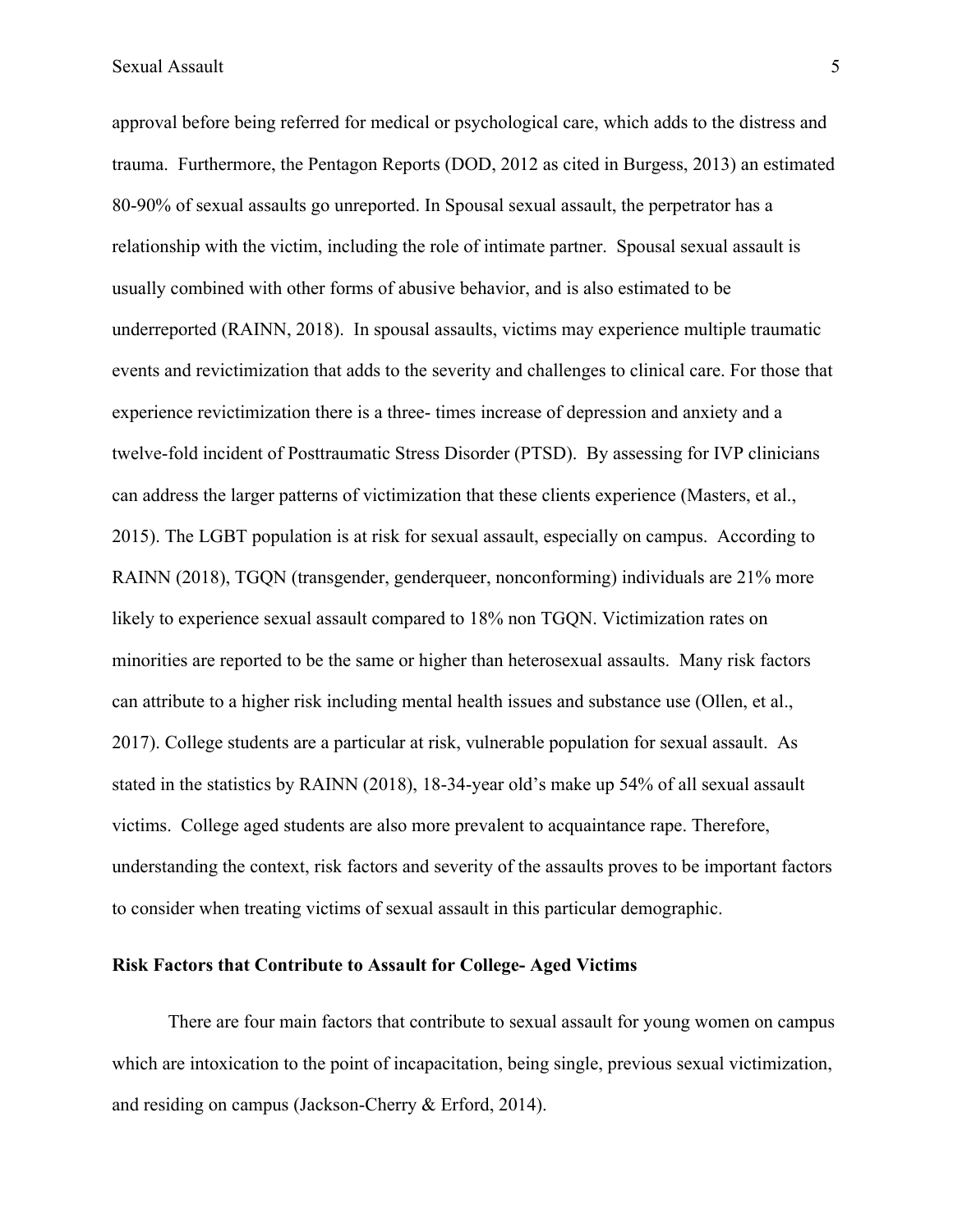approval before being referred for medical or psychological care, which adds to the distress and trauma. Furthermore, the Pentagon Reports (DOD, 2012 as cited in Burgess, 2013) an estimated 80-90% of sexual assaults go unreported. In Spousal sexual assault, the perpetrator has a relationship with the victim, including the role of intimate partner. Spousal sexual assault is usually combined with other forms of abusive behavior, and is also estimated to be underreported (RAINN, 2018). In spousal assaults, victims may experience multiple traumatic events and revictimization that adds to the severity and challenges to clinical care. For those that experience revictimization there is a three- times increase of depression and anxiety and a twelve-fold incident of Posttraumatic Stress Disorder (PTSD). By assessing for IVP clinicians can address the larger patterns of victimization that these clients experience (Masters, et al., 2015). The LGBT population is at risk for sexual assault, especially on campus. According to RAINN (2018), TGQN (transgender, genderqueer, nonconforming) individuals are 21% more likely to experience sexual assault compared to 18% non TGQN. Victimization rates on minorities are reported to be the same or higher than heterosexual assaults. Many risk factors can attribute to a higher risk including mental health issues and substance use (Ollen, et al., 2017). College students are a particular at risk, vulnerable population for sexual assault. As stated in the statistics by RAINN (2018), 18-34-year old's make up 54% of all sexual assault victims. College aged students are also more prevalent to acquaintance rape. Therefore, understanding the context, risk factors and severity of the assaults proves to be important factors to consider when treating victims of sexual assault in this particular demographic.

## Risk Factors that Contribute to Assault for College- Aged Victims

There are four main factors that contribute to sexual assault for young women on campus which are intoxication to the point of incapacitation, being single, previous sexual victimization, and residing on campus (Jackson-Cherry & Erford, 2014).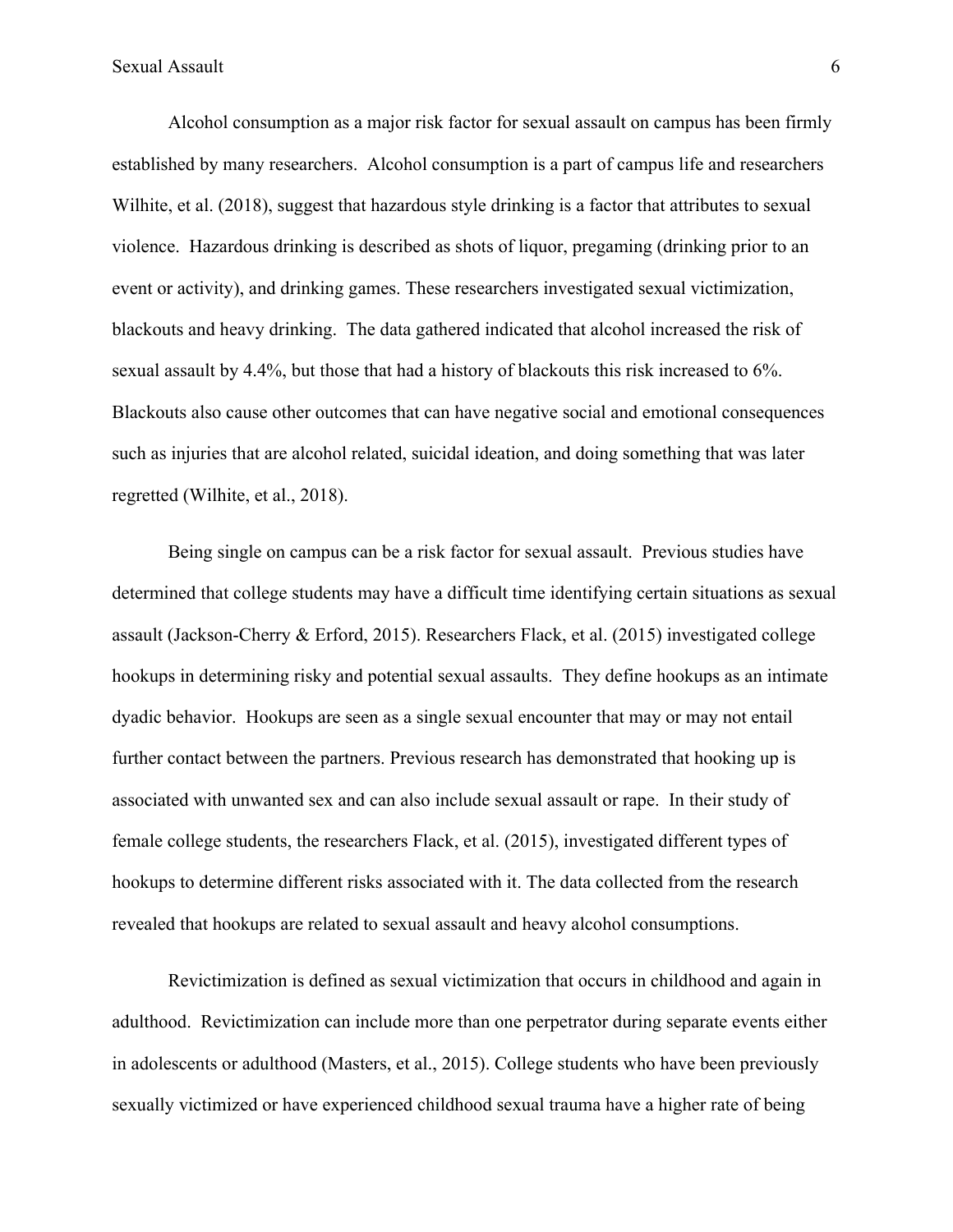Alcohol consumption as a major risk factor for sexual assault on campus has been firmly established by many researchers. Alcohol consumption is a part of campus life and researchers Wilhite, et al. (2018), suggest that hazardous style drinking is a factor that attributes to sexual violence. Hazardous drinking is described as shots of liquor, pregaming (drinking prior to an event or activity), and drinking games. These researchers investigated sexual victimization, blackouts and heavy drinking. The data gathered indicated that alcohol increased the risk of sexual assault by 4.4%, but those that had a history of blackouts this risk increased to 6%. Blackouts also cause other outcomes that can have negative social and emotional consequences such as injuries that are alcohol related, suicidal ideation, and doing something that was later regretted (Wilhite, et al., 2018).

Being single on campus can be a risk factor for sexual assault. Previous studies have determined that college students may have a difficult time identifying certain situations as sexual assault (Jackson-Cherry & Erford, 2015). Researchers Flack, et al. (2015) investigated college hookups in determining risky and potential sexual assaults. They define hookups as an intimate dyadic behavior. Hookups are seen as a single sexual encounter that may or may not entail further contact between the partners. Previous research has demonstrated that hooking up is associated with unwanted sex and can also include sexual assault or rape. In their study of female college students, the researchers Flack, et al. (2015), investigated different types of hookups to determine different risks associated with it. The data collected from the research revealed that hookups are related to sexual assault and heavy alcohol consumptions.

Revictimization is defined as sexual victimization that occurs in childhood and again in adulthood. Revictimization can include more than one perpetrator during separate events either in adolescents or adulthood (Masters, et al., 2015). College students who have been previously sexually victimized or have experienced childhood sexual trauma have a higher rate of being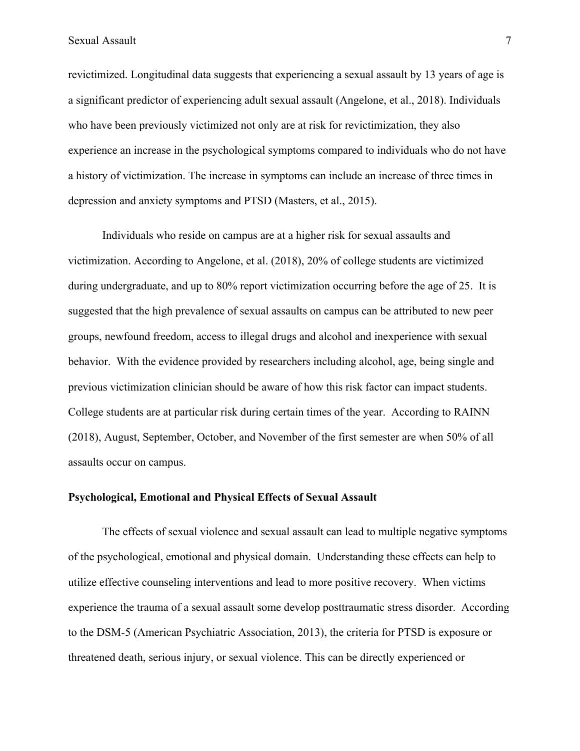revictimized. Longitudinal data suggests that experiencing a sexual assault by 13 years of age is a significant predictor of experiencing adult sexual assault (Angelone, et al., 2018). Individuals who have been previously victimized not only are at risk for revictimization, they also experience an increase in the psychological symptoms compared to individuals who do not have a history of victimization. The increase in symptoms can include an increase of three times in depression and anxiety symptoms and PTSD (Masters, et al., 2015).

Individuals who reside on campus are at a higher risk for sexual assaults and victimization. According to Angelone, et al. (2018), 20% of college students are victimized during undergraduate, and up to 80% report victimization occurring before the age of 25. It is suggested that the high prevalence of sexual assaults on campus can be attributed to new peer groups, newfound freedom, access to illegal drugs and alcohol and inexperience with sexual behavior. With the evidence provided by researchers including alcohol, age, being single and previous victimization clinician should be aware of how this risk factor can impact students. College students are at particular risk during certain times of the year. According to RAINN (2018), August, September, October, and November of the first semester are when 50% of all assaults occur on campus.

**Psychological, Emotional and Physical Effects of Sexual Assault**

The effects of sexual violence and sexual assault can lead to multiple negative symptoms of the psychological, emotional and physical domain. Understanding these effects can help to utilize effective counseling interventions and lead to more positive recovery. When victims experience the trauma of a sexual assault some develop posttraumatic stress disorder. According to the DSM-5 (American Psychiatric Association, 2013), the criteria for PTSD is exposure or threatened death, serious injury, or sexual violence. This can be directly experienced or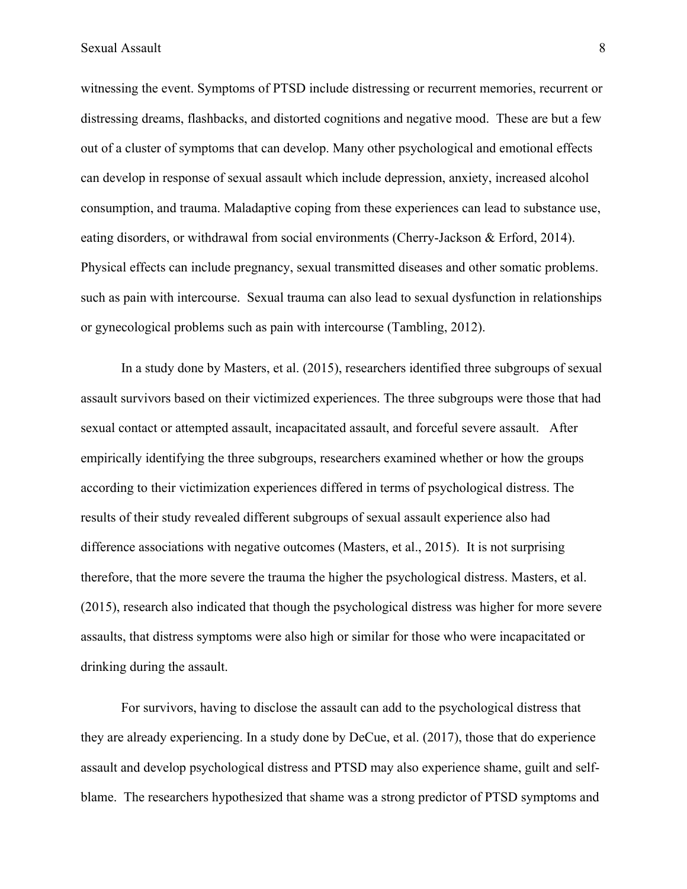witnessing the event. Symptoms of PTSD include distressing or recurrent memories, recurrent or distressing dreams, flashbacks, and distorted cognitions and negative mood. These are but a few out of a cluster of symptoms that can develop. Many other psychological and emotional effects can develop in response of sexual assault which include depression, anxiety, increased alcohol consumption, and trauma. Maladaptive coping from these experiences can lead to substance use, eating disorders, or withdrawal from social environments (Cherry-Jackson & Erford, 2014). Physical effects can include pregnancy, sexual transmitted diseases and other somatic problems. such as pain with intercourse. Sexual trauma can also lead to sexual dysfunction in relationships or gynecological problems such as pain with intercourse (Tambling, 2012).

In a study done by Masters, et al. (2015), researchers identified three subgroups of sexual assault survivors based on their victimized experiences. The three subgroups were those that had sexual contact or attempted assault, incapacitated assault, and forceful severe assault. After empirically identifying the three subgroups, researchers examined whether or how the groups according to their victimization experiences differed in terms of psychological distress. The results of their study revealed different subgroups of sexual assault experience also had difference associations with negative outcomes (Masters, et al., 2015). It is not surprising therefore, that the more severe the trauma the higher the psychological distress. Masters, et al. (2015), research also indicated that though the psychological distress was higher for more severe assaults, that distress symptoms were also high or similar for those who were incapacitated or drinking during the assault.

For survivors, having to disclose the assault can add to the psychological distress that they are already experiencing. In a study done by DeCue, et al. (2017), those that do experience assault and develop psychological distress and PTSD may also experience shame, guilt and self-blame. The researchers hypothesized that shame was a strong predictor of PTSD symptoms and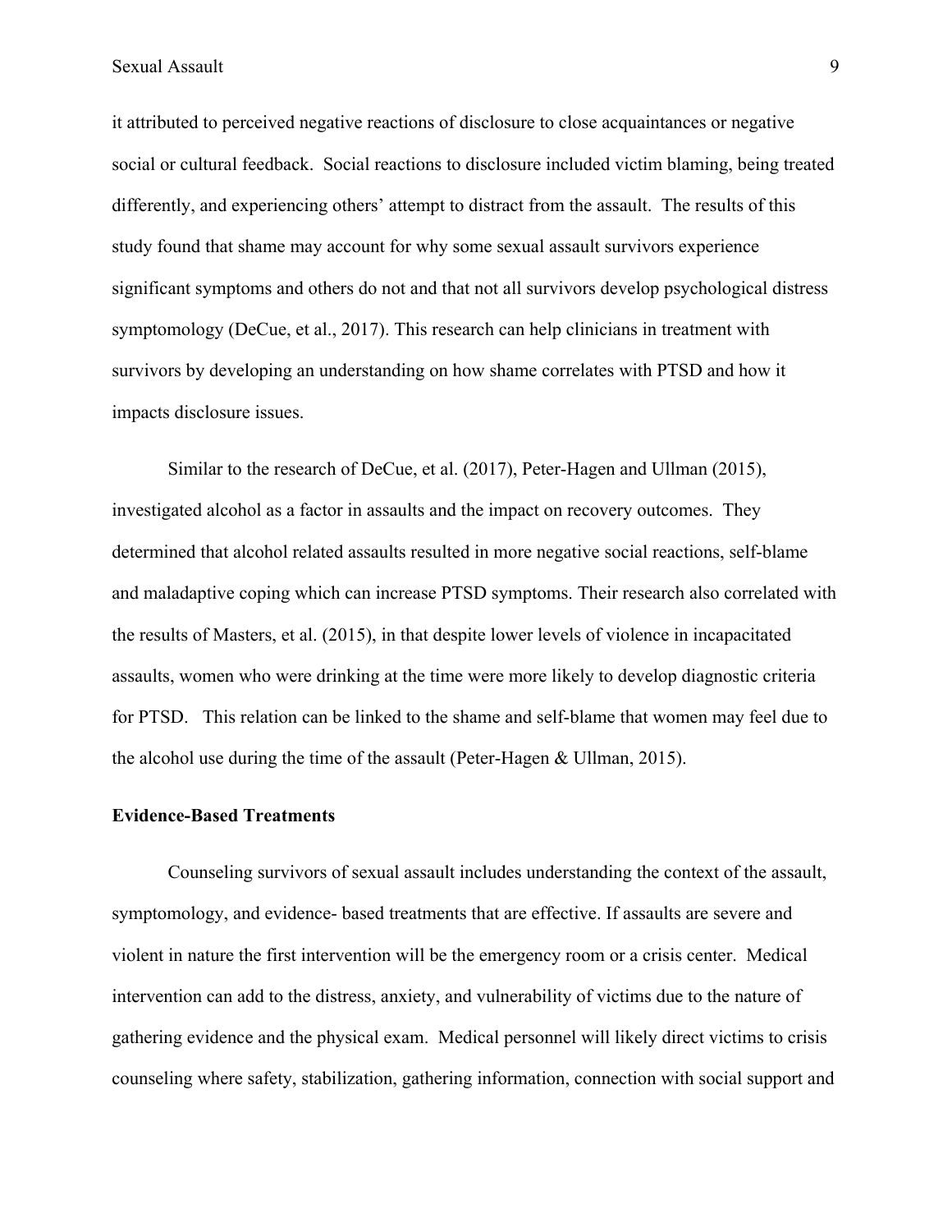it attributed to perceived negative reactions of disclosure to close acquaintances or negative social or cultural feedback. Social reactions to disclosure included victim blaming, being treated differently, and experiencing others' attempt to distract from the assault. The results of this study found that shame may account for why some sexual assault survivors experience significant symptoms and others do not and that not all survivors develop psychological distress symptomology (DeCue, et al., 2017). This research can help clinicians in treatment with survivors by developing an understanding on how shame correlates with PTSD and how it impacts disclosure issues.

Similar to the research of DeCue, et al. (2017), Peter-Hagen and Ullman (2015), investigated alcohol as a factor in assaults and the impact on recovery outcomes. They determined that alcohol related assaults resulted in more negative social reactions, self-blame and maladaptive coping which can increase PTSD symptoms. Their research also correlated with the results of Masters, et al. (2015), in that despite lower levels of violence in incapacitated assaults, women who were drinking at the time were more likely to develop diagnostic criteria for PTSD. This relation can be linked to the shame and self-blame that women may feel due to the alcohol use during the time of the assault (Peter-Hagen & Ullman, 2015).

**Evidence-Based Treatments**

Counseling survivors of sexual assault includes understanding the context of the assault, symptomology, and evidence- based treatments that are effective. If assaults are severe and violent in nature the first intervention will be the emergency room or a crisis center. Medical intervention can add to the distress, anxiety, and vulnerability of victims due to the nature of gathering evidence and the physical exam. Medical personnel will likely direct victims to crisis counseling where safety, stabilization, gathering information, connection with social support and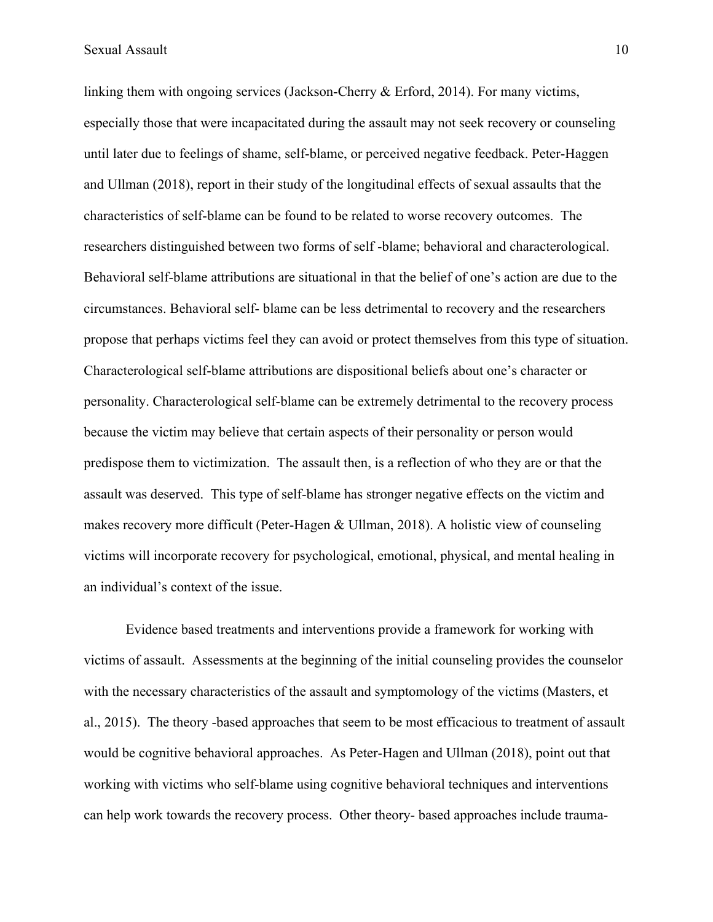linking them with ongoing services (Jackson-Cherry & Erford, 2014). For many victims, especially those that were incapacitated during the assault may not seek recovery or counseling until later due to feelings of shame, self-blame, or perceived negative feedback. Peter-Haggen and Ullman (2018), report in their study of the longitudinal effects of sexual assaults that the characteristics of self-blame can be found to be related to worse recovery outcomes. The researchers distinguished between two forms of self -blame; behavioral and characterological. Behavioral self-blame attributions are situational in that the belief of one's action are due to the circumstances. Behavioral self- blame can be less detrimental to recovery and the researchers propose that perhaps victims feel they can avoid or protect themselves from this type of situation. Characterological self-blame attributions are dispositional beliefs about one's character or personality. Characterological self-blame can be extremely detrimental to the recovery process because the victim may believe that certain aspects of their personality or person would predispose them to victimization. The assault then, is a reflection of who they are or that the assault was deserved. This type of self-blame has stronger negative effects on the victim and makes recovery more difficult (Peter-Hagen & Ullman, 2018). A holistic view of counseling victims will incorporate recovery for psychological, emotional, physical, and mental healing in an individual's context of the issue.

Evidence based treatments and interventions provide a framework for working with victims of assault. Assessments at the beginning of the initial counseling provides the counselor with the necessary characteristics of the assault and symptomology of the victims (Masters, et al., 2015). The theory -based approaches that seem to be most efficacious to treatment of assault would be cognitive behavioral approaches. As Peter-Hagen and Ullman (2018), point out that working with victims who self-blame using cognitive behavioral techniques and interventions can help work towards the recovery process. Other theory- based approaches include trauma-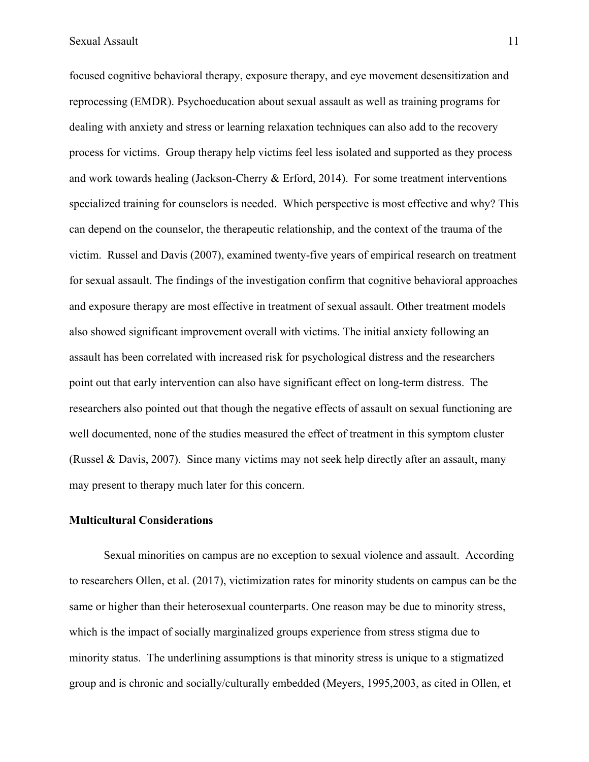focused cognitive behavioral therapy, exposure therapy, and eye movement desensitization and reprocessing (EMDR). Psychoeducation about sexual assault as well as training programs for dealing with anxiety and stress or learning relaxation techniques can also add to the recovery process for victims. Group therapy help victims feel less isolated and supported as they process and work towards healing (Jackson-Cherry & Erford, 2014). For some treatment interventions specialized training for counselors is needed. Which perspective is most effective and why? This can depend on the counselor, the therapeutic relationship, and the context of the trauma of the victim. Russel and Davis (2007), examined twenty-five years of empirical research on treatment for sexual assault. The findings of the investigation confirm that cognitive behavioral approaches and exposure therapy are most effective in treatment of sexual assault. Other treatment models also showed significant improvement overall with victims. The initial anxiety following an assault has been correlated with increased risk for psychological distress and the researchers point out that early intervention can also have significant effect on long-term distress. The researchers also pointed out that though the negative effects of assault on sexual functioning are well documented, none of the studies measured the effect of treatment in this symptom cluster (Russel & Davis, 2007). Since many victims may not seek help directly after an assault, many may present to therapy much later for this concern.

**Multicultural Considerations**

Sexual minorities on campus are no exception to sexual violence and assault. According to researchers Ollen, et al. (2017), victimization rates for minority students on campus can be the same or higher than their heterosexual counterparts. One reason may be due to minority stress, which is the impact of socially marginalized groups experience from stress stigma due to minority status. The underlining assumptions is that minority stress is unique to a stigmatized group and is chronic and socially/culturally embedded (Meyers, 1995,2003, as cited in Ollen, et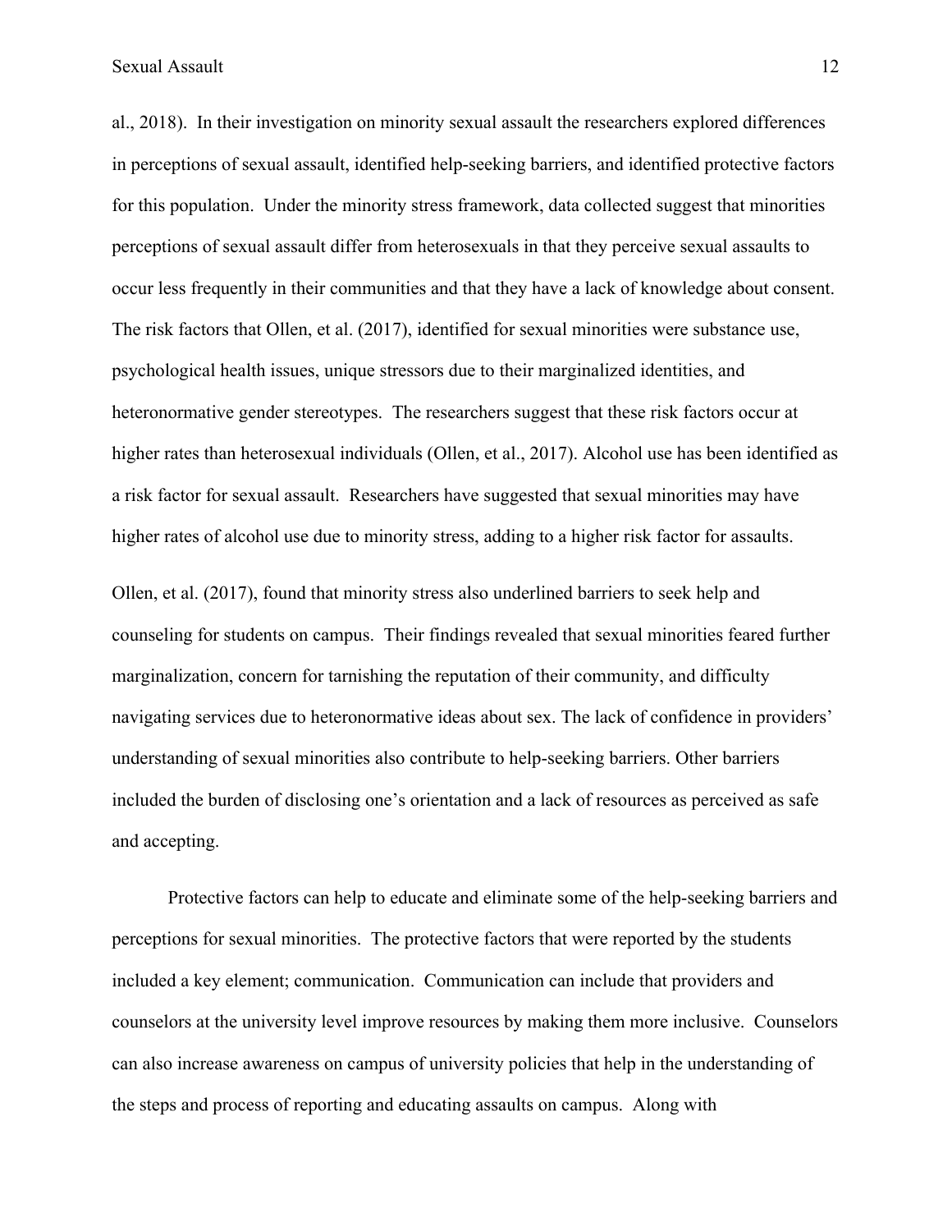al., 2018). In their investigation on minority sexual assault the researchers explored differences in perceptions of sexual assault, identified help-seeking barriers, and identified protective factors for this population. Under the minority stress framework, data collected suggest that minorities perceptions of sexual assault differ from heterosexuals in that they perceive sexual assaults to occur less frequently in their communities and that they have a lack of knowledge about consent. The risk factors that Ollen, et al. (2017), identified for sexual minorities were substance use, psychological health issues, unique stressors due to their marginalized identities, and heteronormative gender stereotypes. The researchers suggest that these risk factors occur at higher rates than heterosexual individuals (Ollen, et al., 2017). Alcohol use has been identified as a risk factor for sexual assault. Researchers have suggested that sexual minorities may have higher rates of alcohol use due to minority stress, adding to a higher risk factor for assaults.

Ollen, et al. (2017), found that minority stress also underlined barriers to seek help and counseling for students on campus. Their findings revealed that sexual minorities feared further marginalization, concern for tarnishing the reputation of their community, and difficulty navigating services due to heteronormative ideas about sex. The lack of confidence in providers' understanding of sexual minorities also contribute to help-seeking barriers. Other barriers included the burden of disclosing one's orientation and a lack of resources as perceived as safe and accepting.

Protective factors can help to educate and eliminate some of the help-seeking barriers and perceptions for sexual minorities. The protective factors that were reported by the students included a key element; communication. Communication can include that providers and counselors at the university level improve resources by making them more inclusive. Counselors can also increase awareness on campus of university policies that help in the understanding of the steps and process of reporting and educating assaults on campus. Along with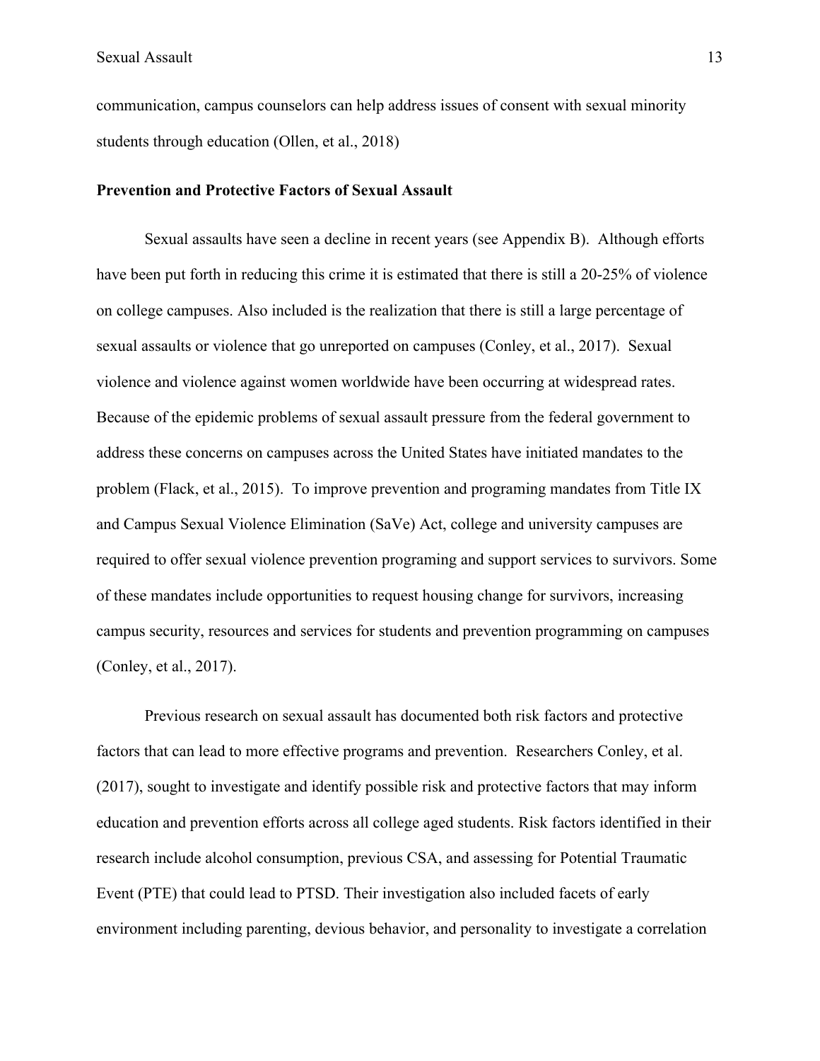communication, campus counselors can help address issues of consent with sexual minority students through education (Ollen, et al., 2018)

**Prevention and Protective Factors of Sexual Assault**

Sexual assaults have seen a decline in recent years (see Appendix B). Although efforts have been put forth in reducing this crime it is estimated that there is still a 20-25% of violence on college campuses. Also included is the realization that there is still a large percentage of sexual assaults or violence that go unreported on campuses (Conley, et al., 2017). Sexual violence and violence against women worldwide have been occurring at widespread rates. Because of the epidemic problems of sexual assault pressure from the federal government to address these concerns on campuses across the United States have initiated mandates to the problem (Flack, et al., 2015). To improve prevention and programing mandates from Title IX and Campus Sexual Violence Elimination (SaVe) Act, college and university campuses are required to offer sexual violence prevention programing and support services to survivors. Some of these mandates include opportunities to request housing change for survivors, increasing campus security, resources and services for students and prevention programming on campuses (Conley, et al., 2017).

Previous research on sexual assault has documented both risk factors and protective factors that can lead to more effective programs and prevention. Researchers Conley, et al. (2017), sought to investigate and identify possible risk and protective factors that may inform education and prevention efforts across all college aged students. Risk factors identified in their research include alcohol consumption, previous CSA, and assessing for Potential Traumatic Event (PTE) that could lead to PTSD. Their investigation also included facets of early environment including parenting, devious behavior, and personality to investigate a correlation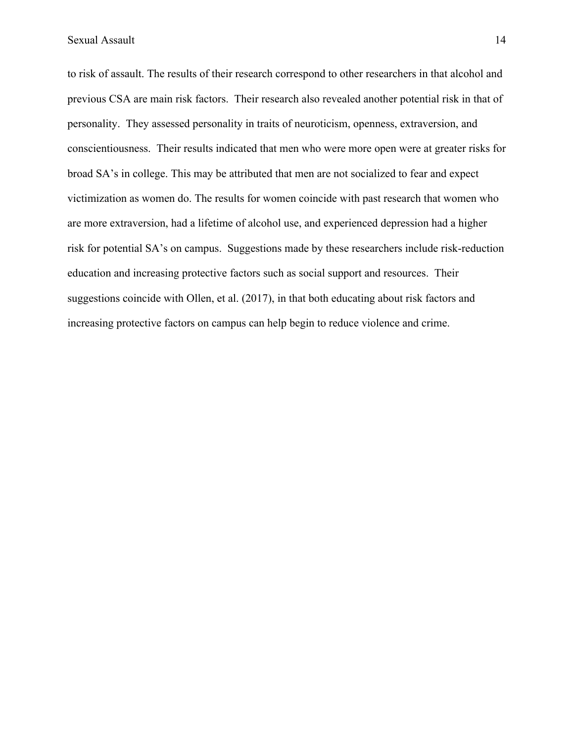to risk of assault. The results of their research correspond to other researchers in that alcohol and previous CSA are main risk factors. Their research also revealed another potential risk in that of personality. They assessed personality in traits of neuroticism, openness, extraversion, and conscientiousness. Their results indicated that men who were more open were at greater risks for broad SA's in college. This may be attributed that men are not socialized to fear and expect victimization as women do. The results for women coincide with past research that women who are more extraversion, had a lifetime of alcohol use, and experienced depression had a higher risk for potential SA's on campus. Suggestions made by these researchers include risk-reduction education and increasing protective factors such as social support and resources. Their suggestions coincide with Ollen, et al. (2017), in that both educating about risk factors and increasing protective factors on campus can help begin to reduce violence and crime.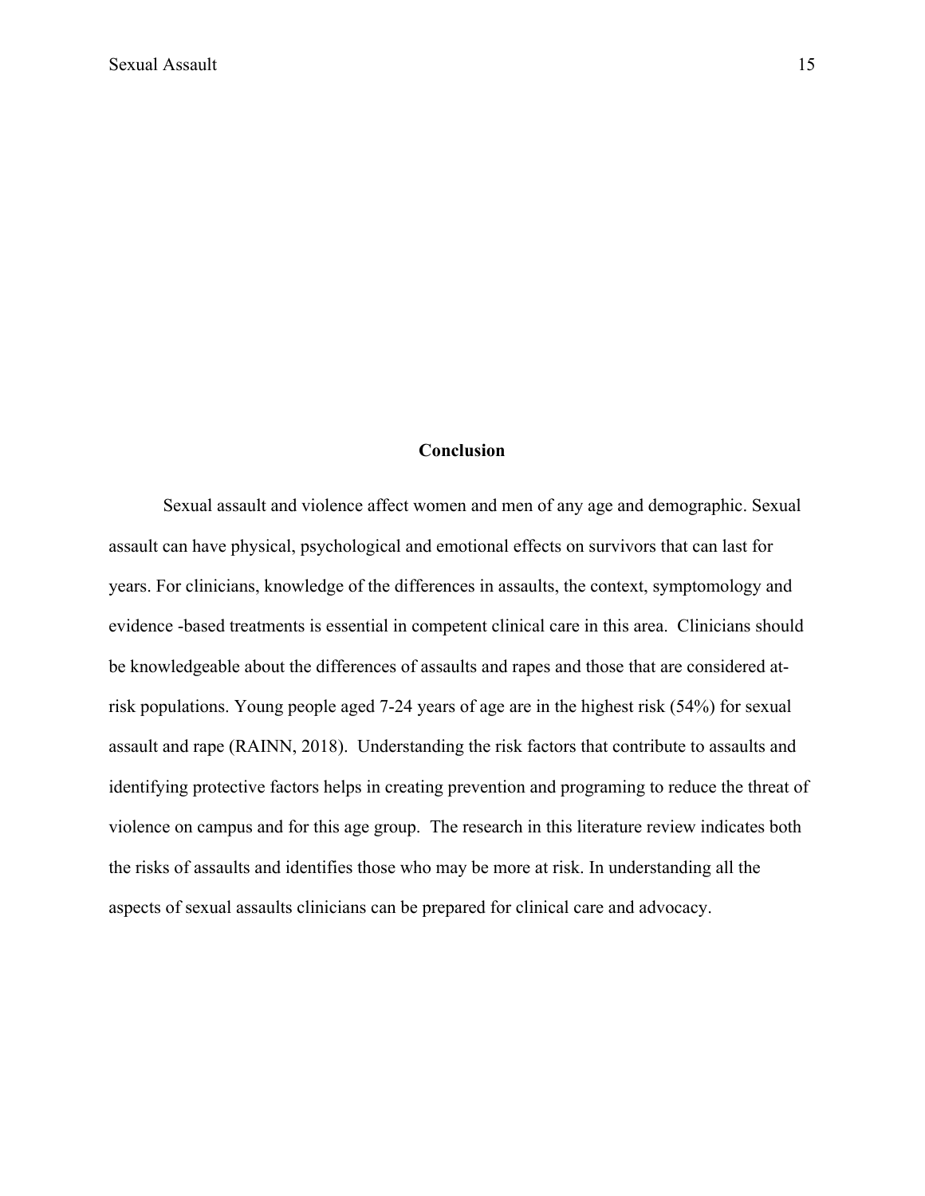## Conclusion

Sexual assault and violence affect women and men of any age and demographic. Sexual assault can have physical, psychological and emotional effects on survivors that can last for years. For clinicians, knowledge of the differences in assaults, the context, symptomology and evidence -based treatments is essential in competent clinical care in this area. Clinicians should be knowledgeable about the differences of assaults and rapes and those that are considered at-risk populations. Young people aged 7-24 years of age are in the highest risk (54%) for sexual assault and rape (RAINN, 2018). Understanding the risk factors that contribute to assaults and identifying protective factors helps in creating prevention and programing to reduce the threat of violence on campus and for this age group. The research in this literature review indicates both the risks of assaults and identifies those who may be more at risk. In understanding all the aspects of sexual assaults clinicians can be prepared for clinical care and advocacy.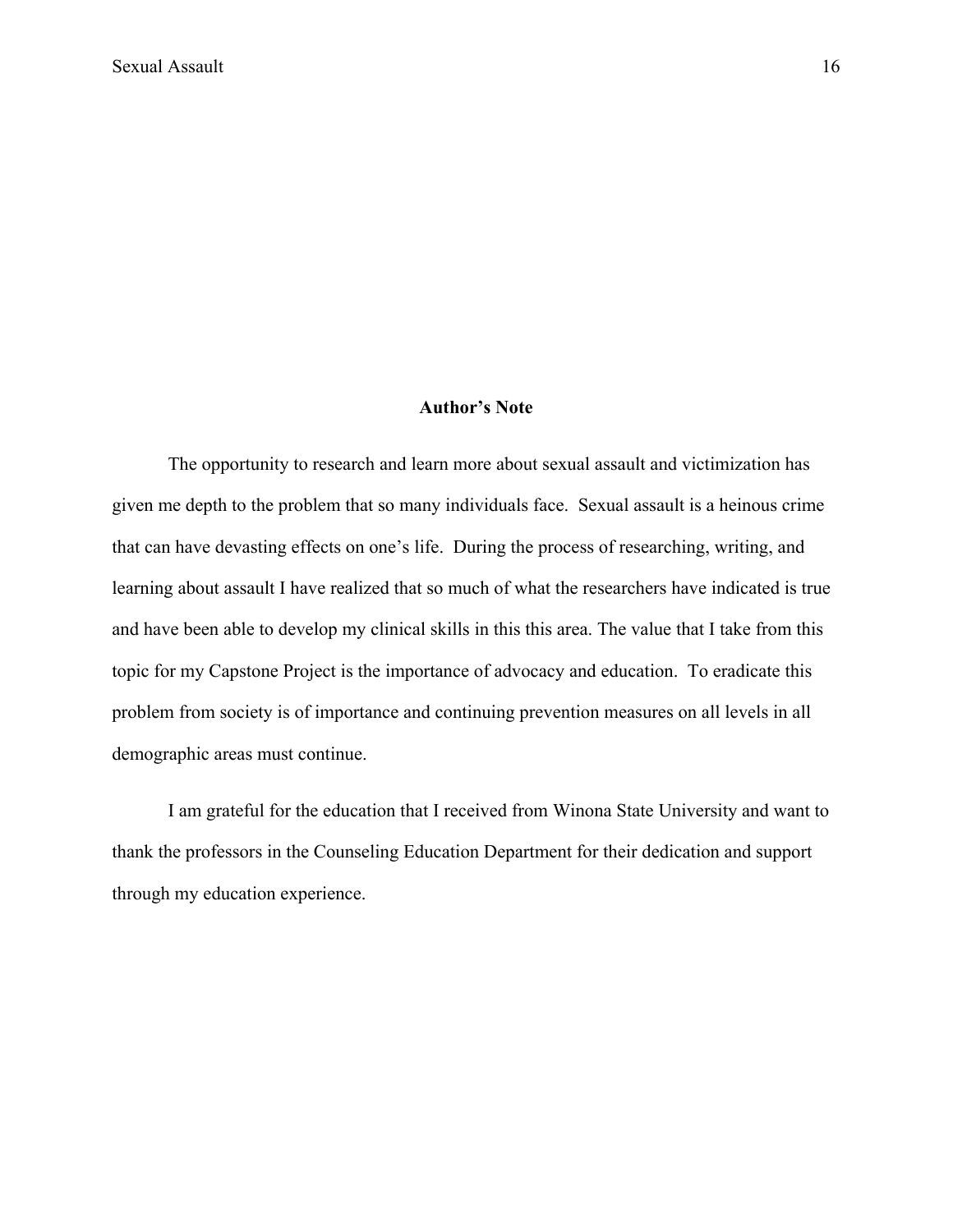## Author's Note

The opportunity to research and learn more about sexual assault and victimization has given me depth to the problem that so many individuals face. Sexual assault is a heinous crime that can have devasting effects on one's life. During the process of researching, writing, and learning about assault I have realized that so much of what the researchers have indicated is true and have been able to develop my clinical skills in this this area. The value that I take from this topic for my Capstone Project is the importance of advocacy and education. To eradicate this problem from society is of importance and continuing prevention measures on all levels in all demographic areas must continue.

I am grateful for the education that I received from Winona State University and want to thank the professors in the Counseling Education Department for their dedication and support through my education experience.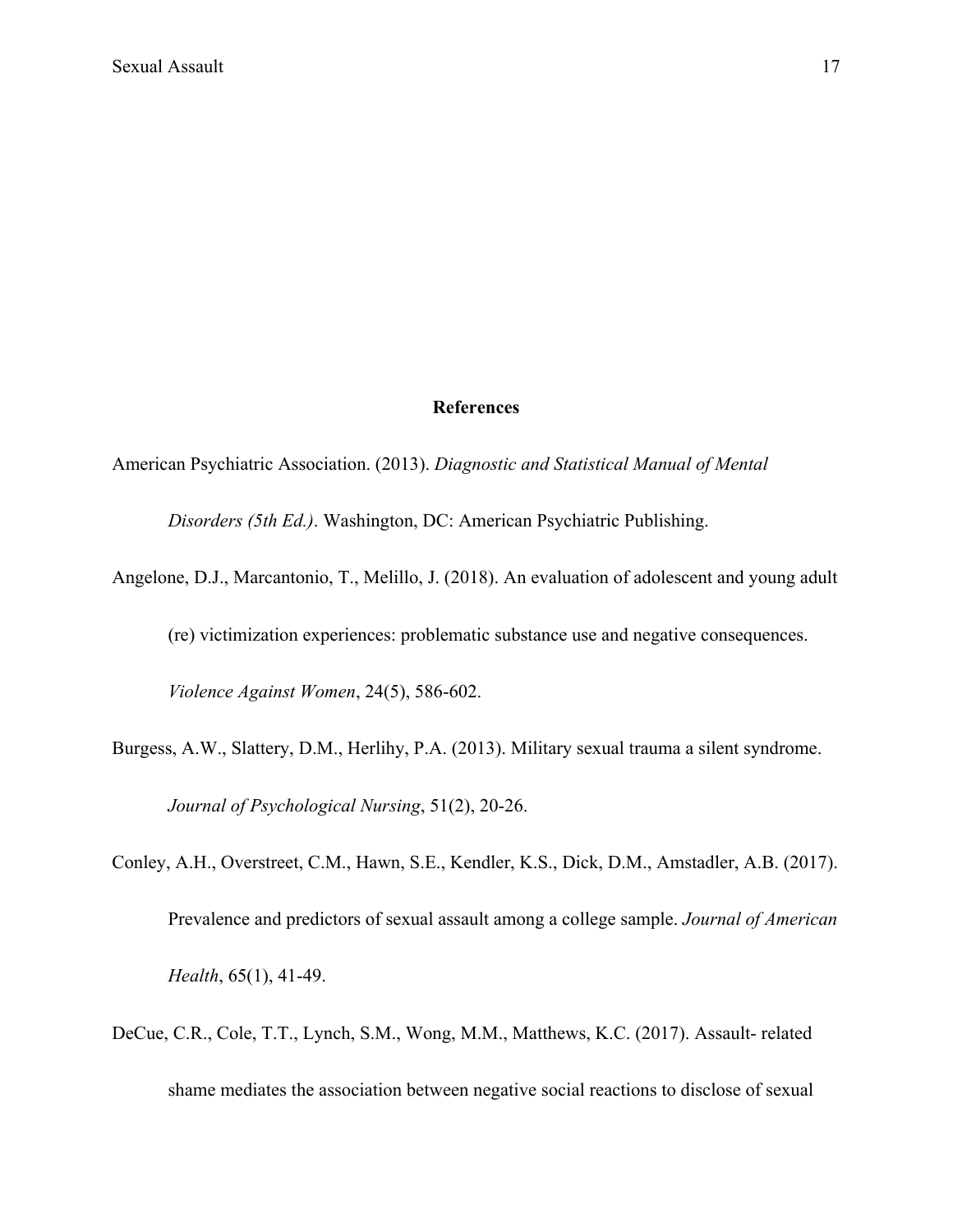# References

American Psychiatric Association. (2013). *Diagnostic and Statistical Manual of Mental Disorders (5th Ed.)*. Washington, DC: American Psychiatric Publishing.

Angelone, D.J., Marcantonio, T., Melillo, J. (2018). An evaluation of adolescent and young adult (re) victimization experiences: problematic substance use and negative consequences. *Violence Against Women*, 24(5), 586-602.

Burgess, A.W., Slattery, D.M., Herlihy, P.A. (2013). Military sexual trauma a silent syndrome. *Journal of Psychological Nursing*, 51(2), 20-26.

Conley, A.H., Overstreet, C.M., Hawn, S.E., Kendler, K.S., Dick, D.M., Amstadler, A.B. (2017). Prevalence and predictors of sexual assault among a college sample. *Journal of American Health*, 65(1), 41-49.

DeCue, C.R., Cole, T.T., Lynch, S.M., Wong, M.M., Matthews, K.C. (2017). Assault- related shame mediates the association between negative social reactions to disclose of sexual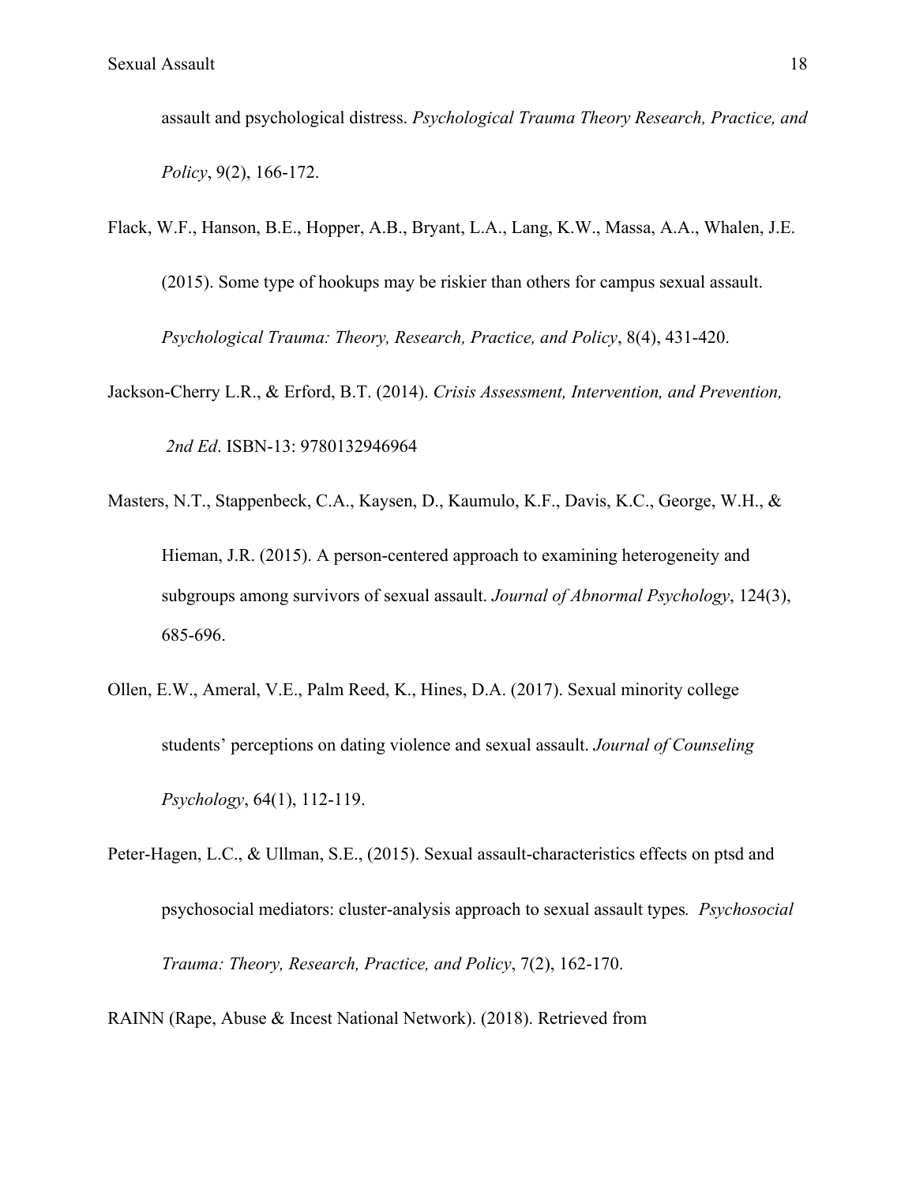assault and psychological distress. *Psychological Trauma Theory Research, Practice, and Policy*, 9(2), 166-172.

Flack, W.F., Hanson, B.E., Hopper, A.B., Bryant, L.A., Lang, K.W., Massa, A.A., Whalen, J.E. (2015). Some type of hookups may be riskier than others for campus sexual assault. *Psychological Trauma: Theory, Research, Practice, and Policy*, 8(4), 431-420.

Jackson-Cherry L.R., & Erford, B.T. (2014). *Crisis Assessment, Intervention, and Prevention, 2nd Ed*. ISBN-13: 9780132946964

Masters, N.T., Stappenbeck, C.A., Kaysen, D., Kaumulo, K.F., Davis, K.C., George, W.H., & Hieman, J.R. (2015). A person-centered approach to examining heterogeneity and subgroups among survivors of sexual assault. *Journal of Abnormal Psychology*, 124(3), 685-696.

Ollen, E.W., Ameral, V.E., Palm Reed, K., Hines, D.A. (2017). Sexual minority college students' perceptions on dating violence and sexual assault. *Journal of Counseling Psychology*, 64(1), 112-119.

Peter-Hagen, L.C., & Ullman, S.E., (2015). Sexual assault-characteristics effects on ptsd and psychosocial mediators: cluster-analysis approach to sexual assault types. *Psychosocial Trauma: Theory, Research, Practice, and Policy*, 7(2), 162-170.

RAINN (Rape, Abuse & Incest National Network). (2018). Retrieved from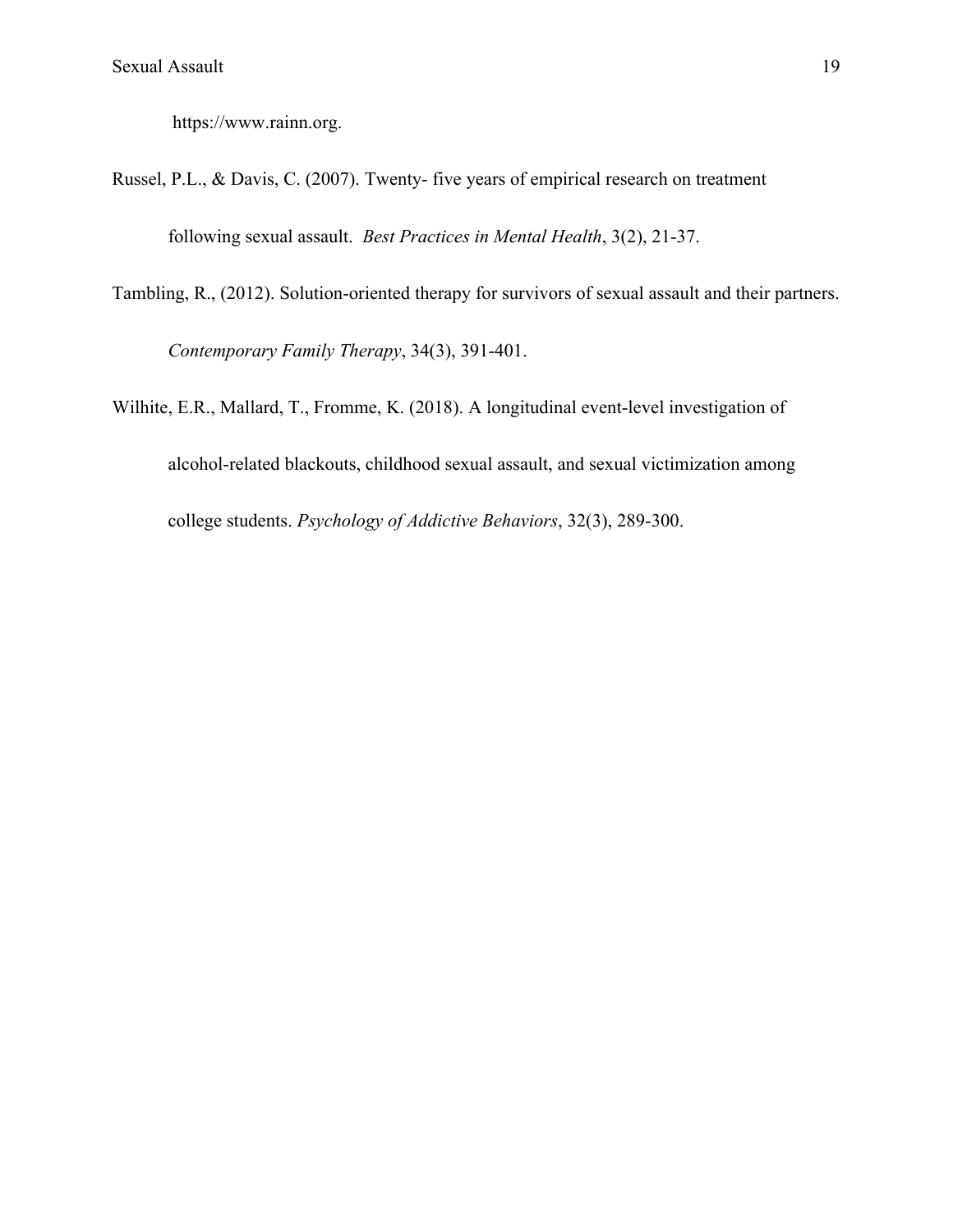https://www.rainn.org.

Russel, P.L., & Davis, C. (2007). Twenty- five years of empirical research on treatment following sexual assault. *Best Practices in Mental Health*, 3(2), 21-37.

Tambling, R., (2012). Solution-oriented therapy for survivors of sexual assault and their partners. *Contemporary Family Therapy*, 34(3), 391-401.

Wilhite, E.R., Mallard, T., Fromme, K. (2018). A longitudinal event-level investigation of alcohol-related blackouts, childhood sexual assault, and sexual victimization among college students. *Psychology of Addictive Behaviors*, 32(3), 289-300.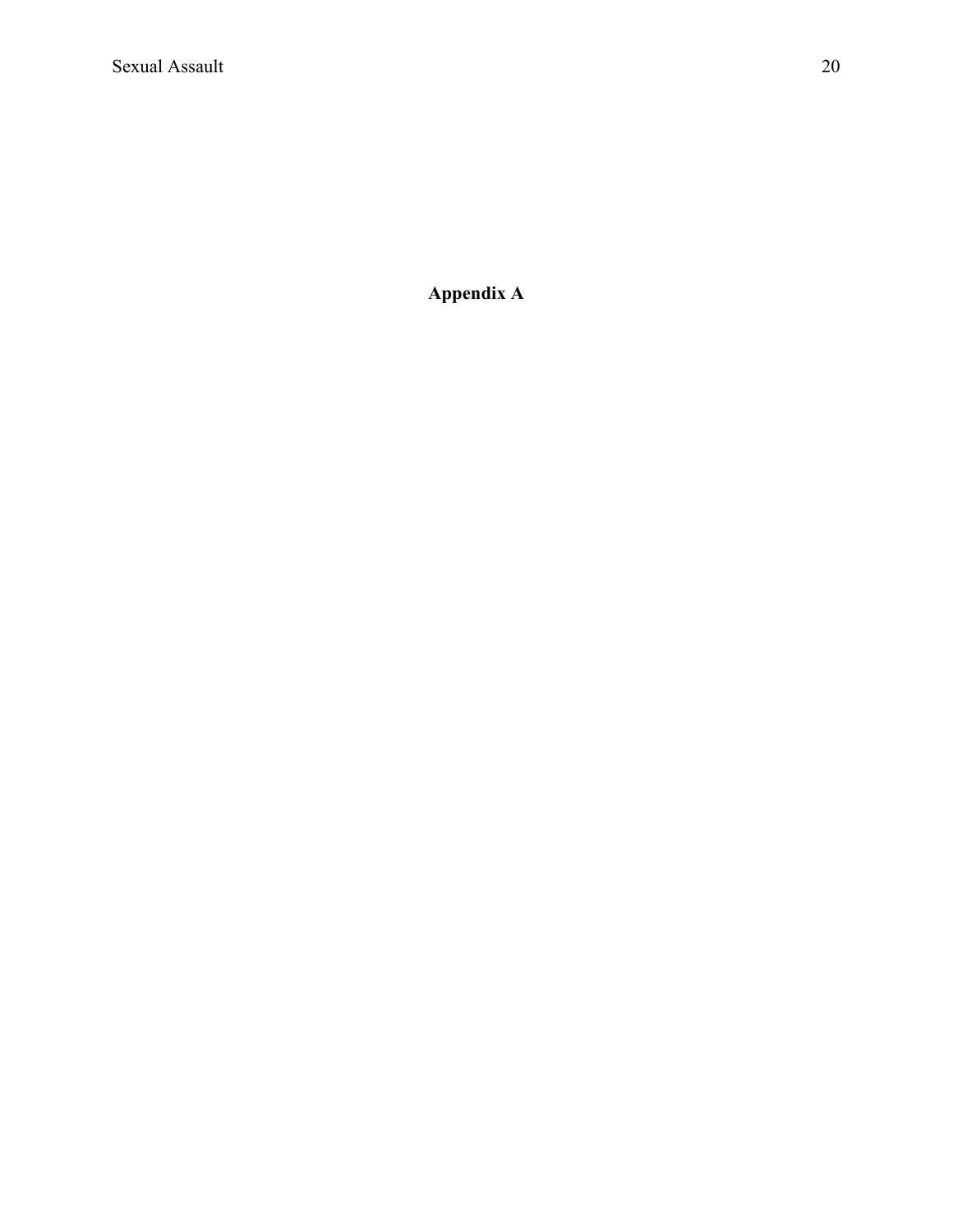# Appendix A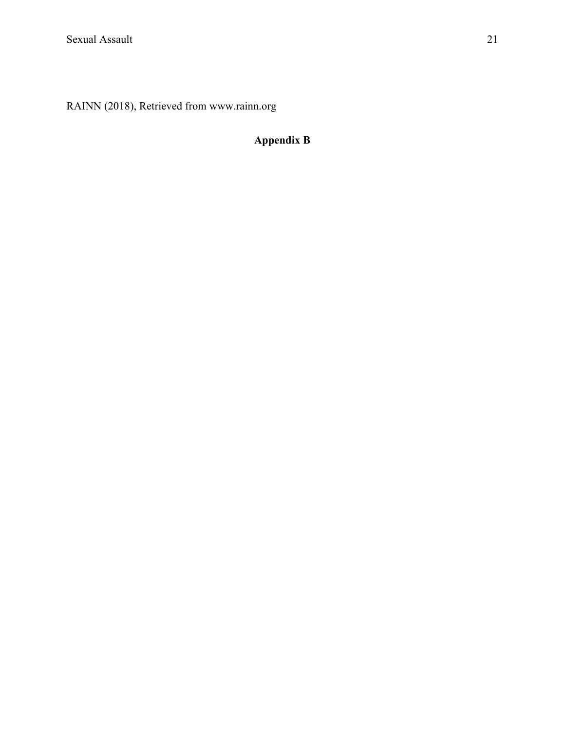RAINN (2018), Retrieved from www.rainn.org

## Appendix B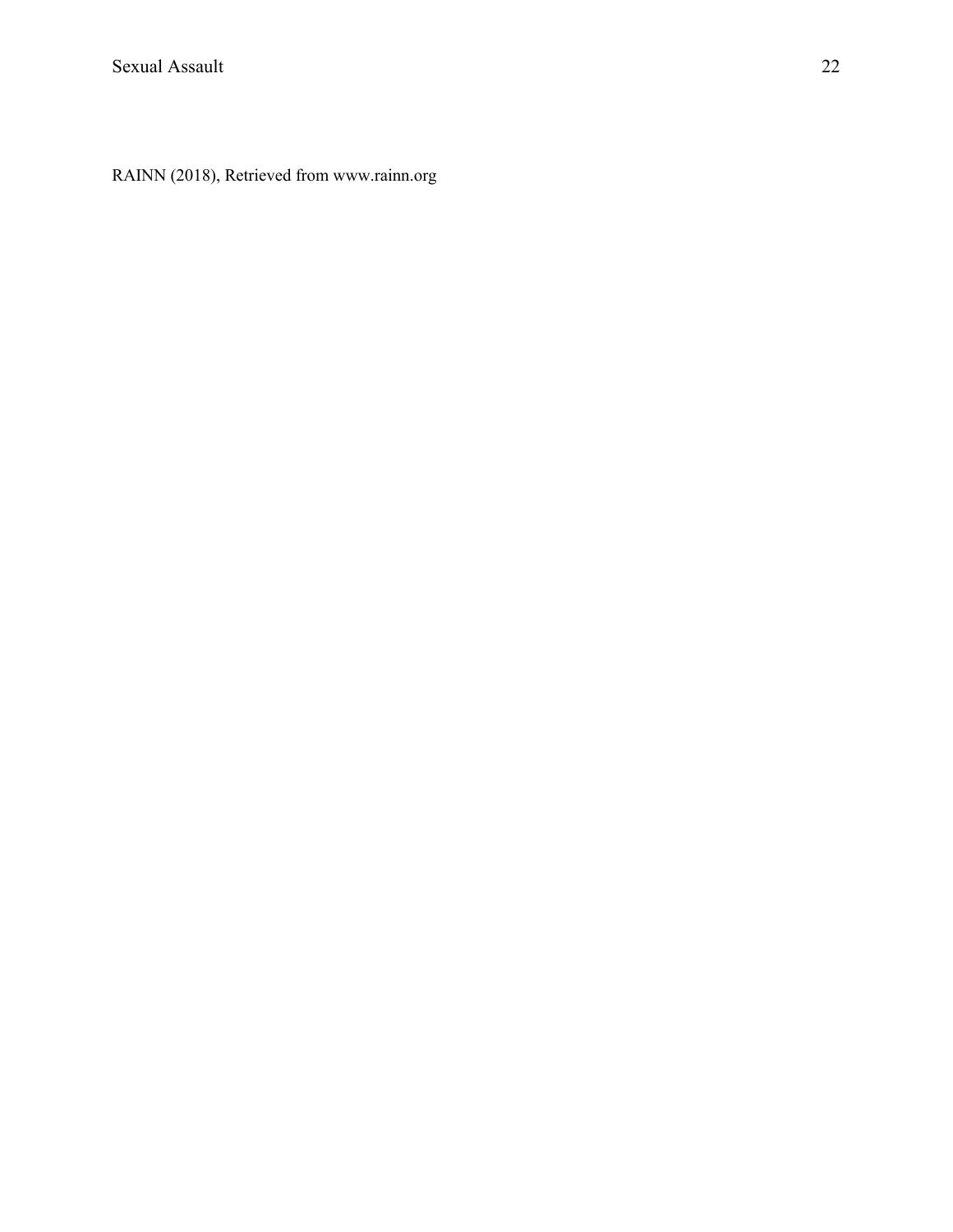RAINN (2018), Retrieved from www.rainn.org